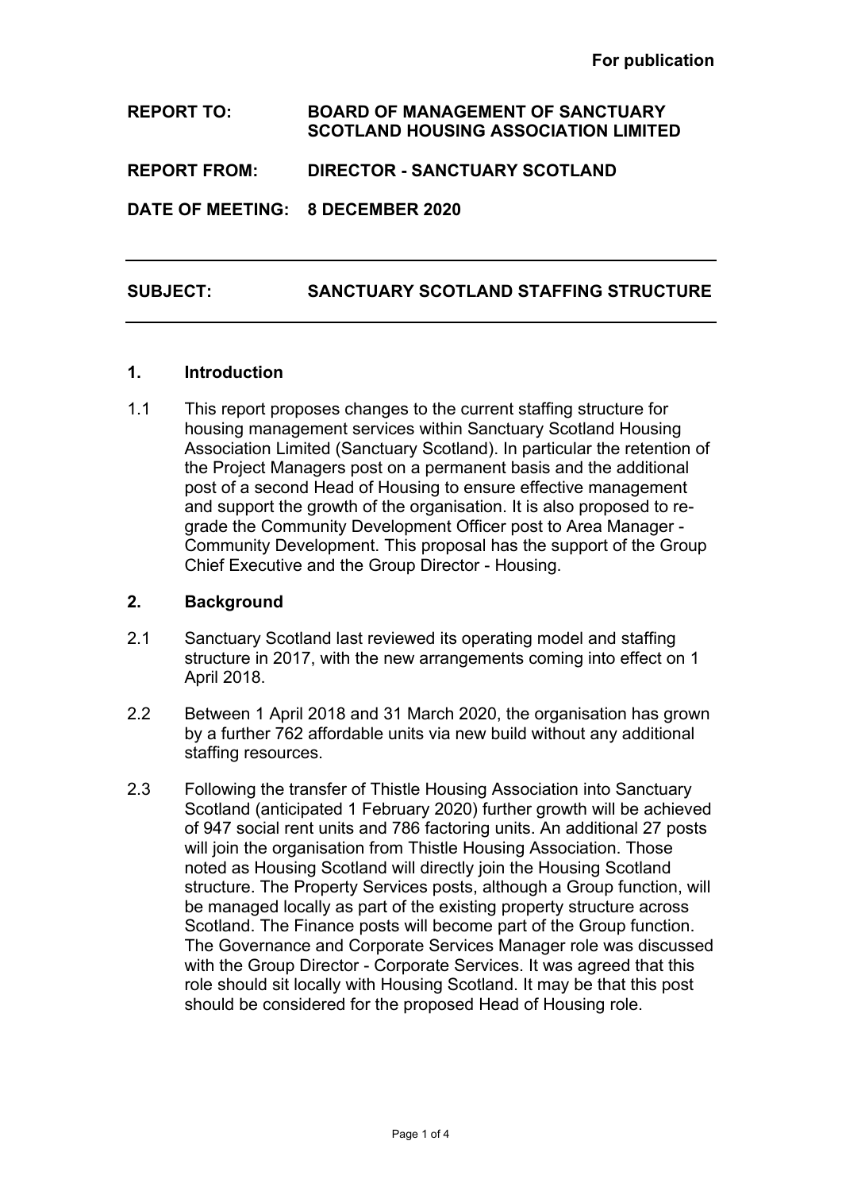**For publication**

**REPORT TO:** **BOARD OF MANAGEMENT OF SANCTUARY SCOTLAND HOUSING ASSOCIATION LIMITED**

**REPORT FROM:** **DIRECTOR - SANCTUARY SCOTLAND**

**DATE OF MEETING:** **8 DECEMBER 2020**

---

**SUBJECT:** **SANCTUARY SCOTLAND STAFFING STRUCTURE**

---

## 1. Introduction

1.1 This report proposes changes to the current staffing structure for housing management services within Sanctuary Scotland Housing Association Limited (Sanctuary Scotland). In particular the retention of the Project Managers post on a permanent basis and the additional post of a second Head of Housing to ensure effective management and support the growth of the organisation. It is also proposed to re-grade the Community Development Officer post to Area Manager - Community Development. This proposal has the support of the Group Chief Executive and the Group Director - Housing.

## 2. Background

2.1 Sanctuary Scotland last reviewed its operating model and staffing structure in 2017, with the new arrangements coming into effect on 1 April 2018.

2.2 Between 1 April 2018 and 31 March 2020, the organisation has grown by a further 762 affordable units via new build without any additional staffing resources.

2.3 Following the transfer of Thistle Housing Association into Sanctuary Scotland (anticipated 1 February 2020) further growth will be achieved of 947 social rent units and 786 factoring units. An additional 27 posts will join the organisation from Thistle Housing Association. Those noted as Housing Scotland will directly join the Housing Scotland structure. The Property Services posts, although a Group function, will be managed locally as part of the existing property structure across Scotland. The Finance posts will become part of the Group function. The Governance and Corporate Services Manager role was discussed with the Group Director - Corporate Services. It was agreed that this role should sit locally with Housing Scotland. It may be that this post should be considered for the proposed Head of Housing role.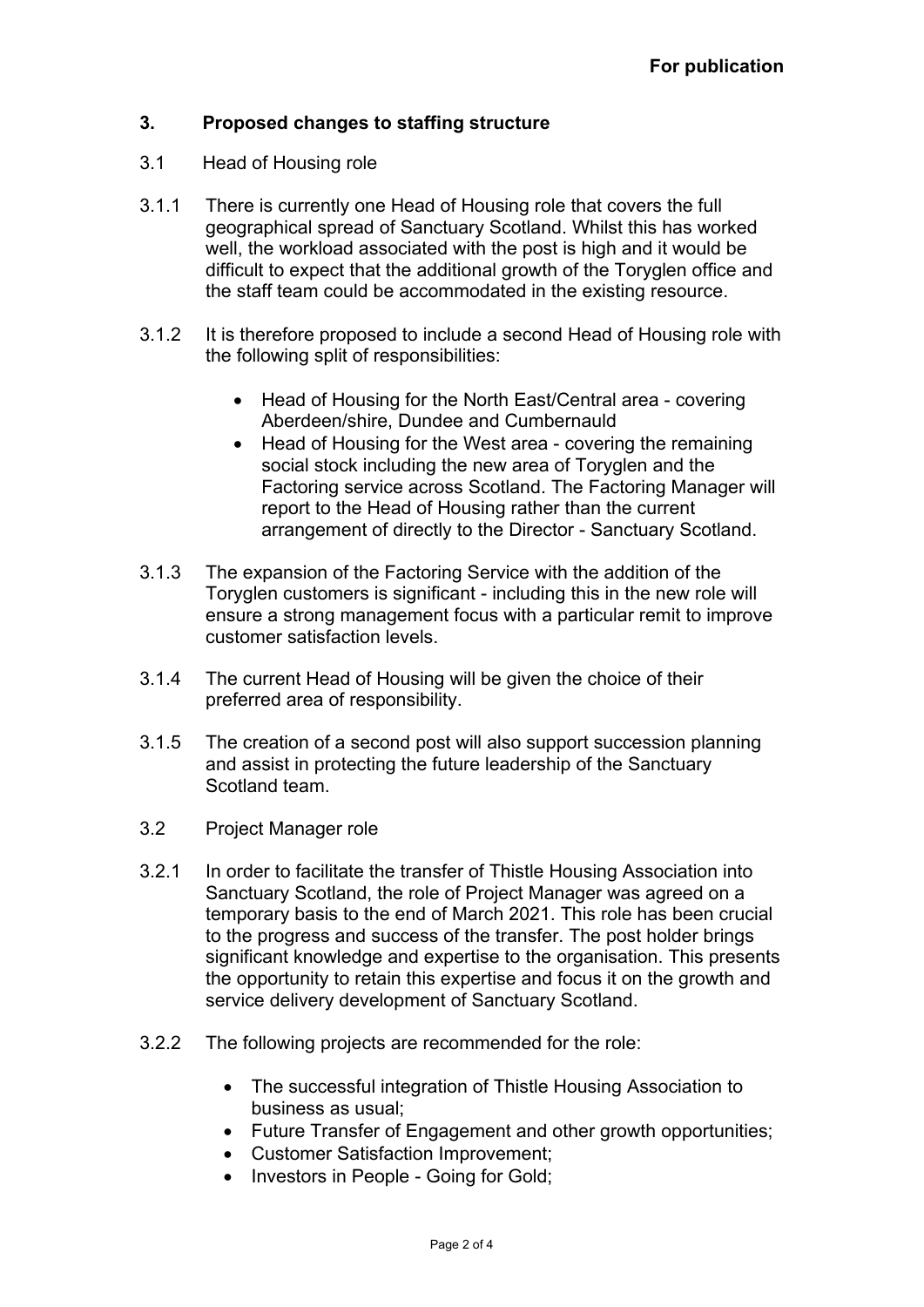**For publication**

## 3. Proposed changes to staffing structure

3.1 Head of Housing role

3.1.1 There is currently one Head of Housing role that covers the full geographical spread of Sanctuary Scotland. Whilst this has worked well, the workload associated with the post is high and it would be difficult to expect that the additional growth of the Toryglen office and the staff team could be accommodated in the existing resource.

3.1.2 It is therefore proposed to include a second Head of Housing role with the following split of responsibilities:

- Head of Housing for the North East/Central area - covering Aberdeen/shire, Dundee and Cumbernauld
- Head of Housing for the West area - covering the remaining social stock including the new area of Toryglen and the Factoring service across Scotland. The Factoring Manager will report to the Head of Housing rather than the current arrangement of directly to the Director - Sanctuary Scotland.

3.1.3 The expansion of the Factoring Service with the addition of the Toryglen customers is significant - including this in the new role will ensure a strong management focus with a particular remit to improve customer satisfaction levels.

3.1.4 The current Head of Housing will be given the choice of their preferred area of responsibility.

3.1.5 The creation of a second post will also support succession planning and assist in protecting the future leadership of the Sanctuary Scotland team.

3.2 Project Manager role

3.2.1 In order to facilitate the transfer of Thistle Housing Association into Sanctuary Scotland, the role of Project Manager was agreed on a temporary basis to the end of March 2021. This role has been crucial to the progress and success of the transfer. The post holder brings significant knowledge and expertise to the organisation. This presents the opportunity to retain this expertise and focus it on the growth and service delivery development of Sanctuary Scotland.

3.2.2 The following projects are recommended for the role:

- The successful integration of Thistle Housing Association to business as usual;
- Future Transfer of Engagement and other growth opportunities;
- Customer Satisfaction Improvement;
- Investors in People - Going for Gold;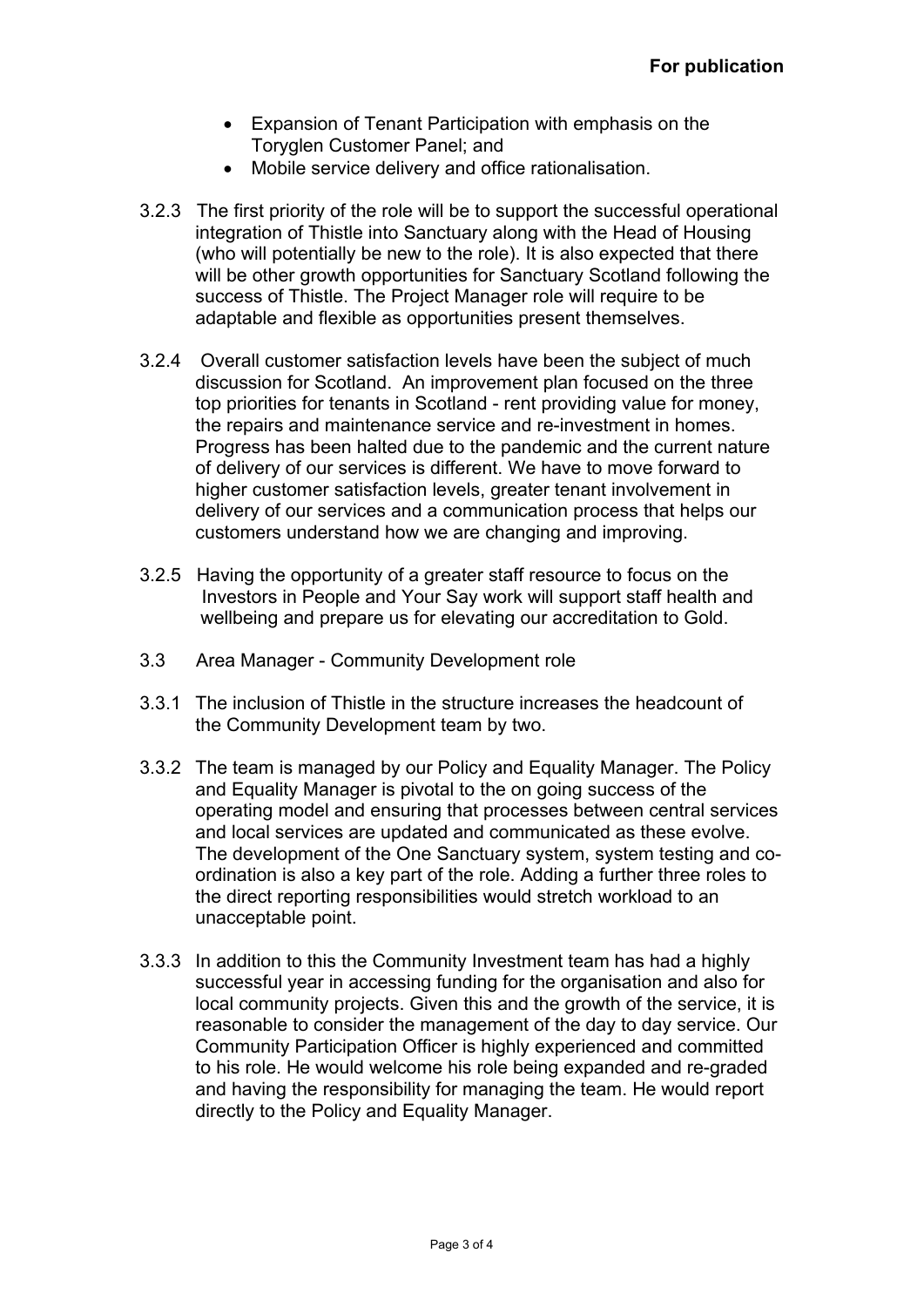**For publication**

- Expansion of Tenant Participation with emphasis on the Toryglen Customer Panel; and
- Mobile service delivery and office rationalisation.

3.2.3 The first priority of the role will be to support the successful operational integration of Thistle into Sanctuary along with the Head of Housing (who will potentially be new to the role). It is also expected that there will be other growth opportunities for Sanctuary Scotland following the success of Thistle. The Project Manager role will require to be adaptable and flexible as opportunities present themselves.

3.2.4 Overall customer satisfaction levels have been the subject of much discussion for Scotland. An improvement plan focused on the three top priorities for tenants in Scotland - rent providing value for money, the repairs and maintenance service and re-investment in homes. Progress has been halted due to the pandemic and the current nature of delivery of our services is different. We have to move forward to higher customer satisfaction levels, greater tenant involvement in delivery of our services and a communication process that helps our customers understand how we are changing and improving.

3.2.5 Having the opportunity of a greater staff resource to focus on the Investors in People and Your Say work will support staff health and wellbeing and prepare us for elevating our accreditation to Gold.

3.3 Area Manager - Community Development role

3.3.1 The inclusion of Thistle in the structure increases the headcount of the Community Development team by two.

3.3.2 The team is managed by our Policy and Equality Manager. The Policy and Equality Manager is pivotal to the on going success of the operating model and ensuring that processes between central services and local services are updated and communicated as these evolve. The development of the One Sanctuary system, system testing and co-ordination is also a key part of the role. Adding a further three roles to the direct reporting responsibilities would stretch workload to an unacceptable point.

3.3.3 In addition to this the Community Investment team has had a highly successful year in accessing funding for the organisation and also for local community projects. Given this and the growth of the service, it is reasonable to consider the management of the day to day service. Our Community Participation Officer is highly experienced and committed to his role. He would welcome his role being expanded and re-graded and having the responsibility for managing the team. He would report directly to the Policy and Equality Manager.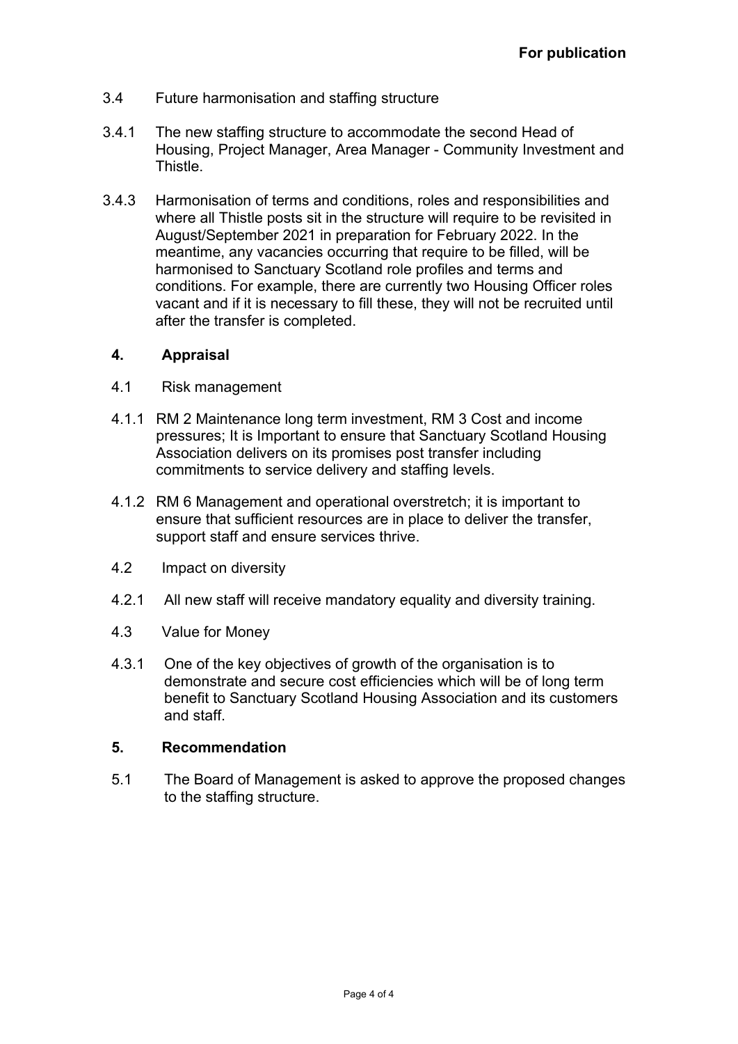**For publication**

3.4 Future harmonisation and staffing structure

3.4.1 The new staffing structure to accommodate the second Head of Housing, Project Manager, Area Manager - Community Investment and Thistle.

3.4.3 Harmonisation of terms and conditions, roles and responsibilities and where all Thistle posts sit in the structure will require to be revisited in August/September 2021 in preparation for February 2022. In the meantime, any vacancies occurring that require to be filled, will be harmonised to Sanctuary Scotland role profiles and terms and conditions. For example, there are currently two Housing Officer roles vacant and if it is necessary to fill these, they will not be recruited until after the transfer is completed.

## 4. Appraisal

4.1 Risk management

4.1.1 RM 2 Maintenance long term investment, RM 3 Cost and income pressures; It is Important to ensure that Sanctuary Scotland Housing Association delivers on its promises post transfer including commitments to service delivery and staffing levels.

4.1.2 RM 6 Management and operational overstretch; it is important to ensure that sufficient resources are in place to deliver the transfer, support staff and ensure services thrive.

4.2 Impact on diversity

4.2.1 All new staff will receive mandatory equality and diversity training.

4.3 Value for Money

4.3.1 One of the key objectives of growth of the organisation is to demonstrate and secure cost efficiencies which will be of long term benefit to Sanctuary Scotland Housing Association and its customers and staff.

## 5. Recommendation

5.1 The Board of Management is asked to approve the proposed changes to the staffing structure.